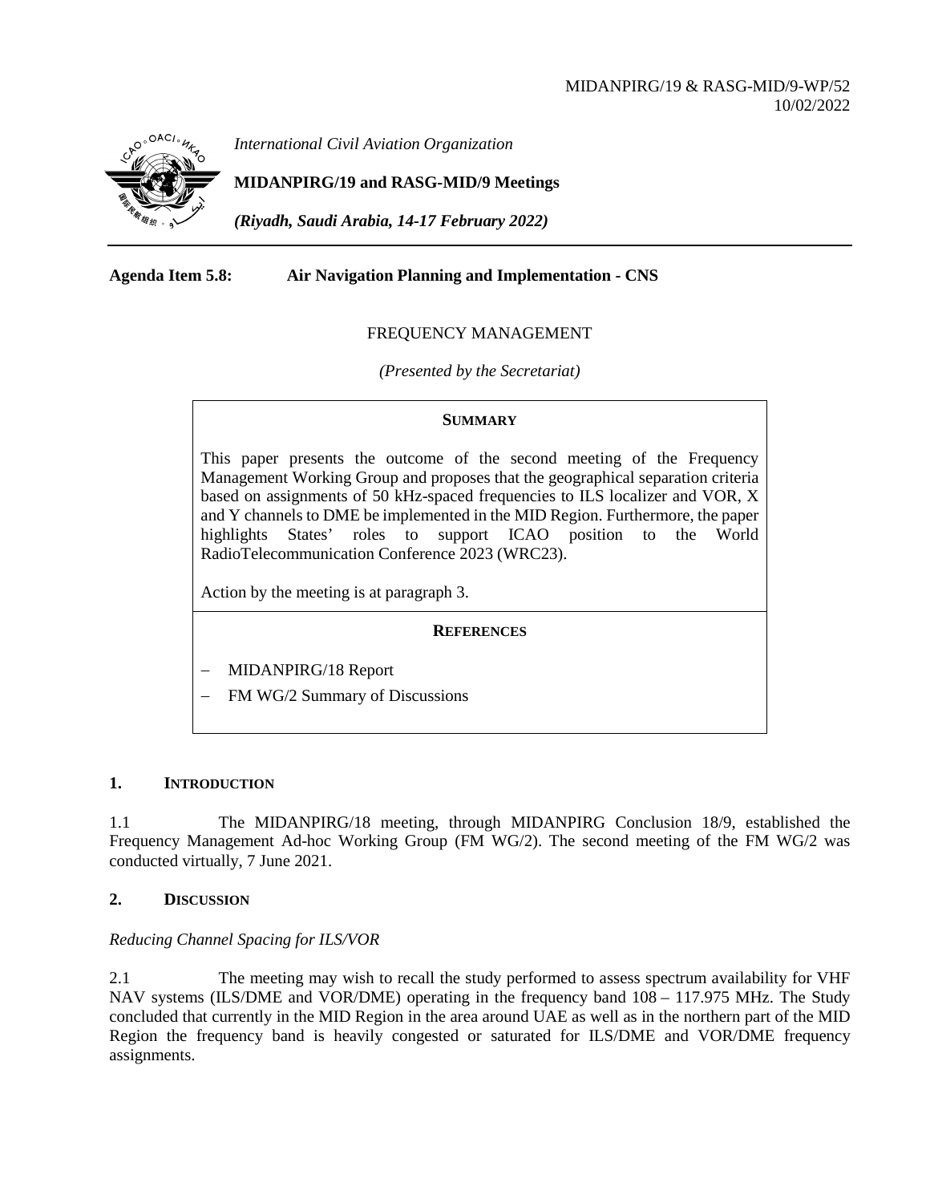MIDANPIRG/19 & RASG-MID/9-WP/52
10/02/2022

*International Civil Aviation Organization*

**MIDANPIRG/19 and RASG-MID/9 Meetings**

***(Riyadh, Saudi Arabia, 14-17 February 2022)***

---

**Agenda Item 5.8: Air Navigation Planning and Implementation - CNS**

FREQUENCY MANAGEMENT

*(Presented by the Secretariat)*

**SUMMARY**

This paper presents the outcome of the second meeting of the Frequency Management Working Group and proposes that the geographical separation criteria based on assignments of 50 kHz-spaced frequencies to ILS localizer and VOR, X and Y channels to DME be implemented in the MID Region. Furthermore, the paper highlights States' roles to support ICAO position to the World RadioTelecommunication Conference 2023 (WRC23).

Action by the meeting is at paragraph 3.

**REFERENCES**

- MIDANPIRG/18 Report
- FM WG/2 Summary of Discussions

## 1. INTRODUCTION

1.1 The MIDANPIRG/18 meeting, through MIDANPIRG Conclusion 18/9, established the Frequency Management Ad-hoc Working Group (FM WG/2). The second meeting of the FM WG/2 was conducted virtually, 7 June 2021.

## 2. DISCUSSION

*Reducing Channel Spacing for ILS/VOR*

2.1 The meeting may wish to recall the study performed to assess spectrum availability for VHF NAV systems (ILS/DME and VOR/DME) operating in the frequency band 108 – 117.975 MHz. The Study concluded that currently in the MID Region in the area around UAE as well as in the northern part of the MID Region the frequency band is heavily congested or saturated for ILS/DME and VOR/DME frequency assignments.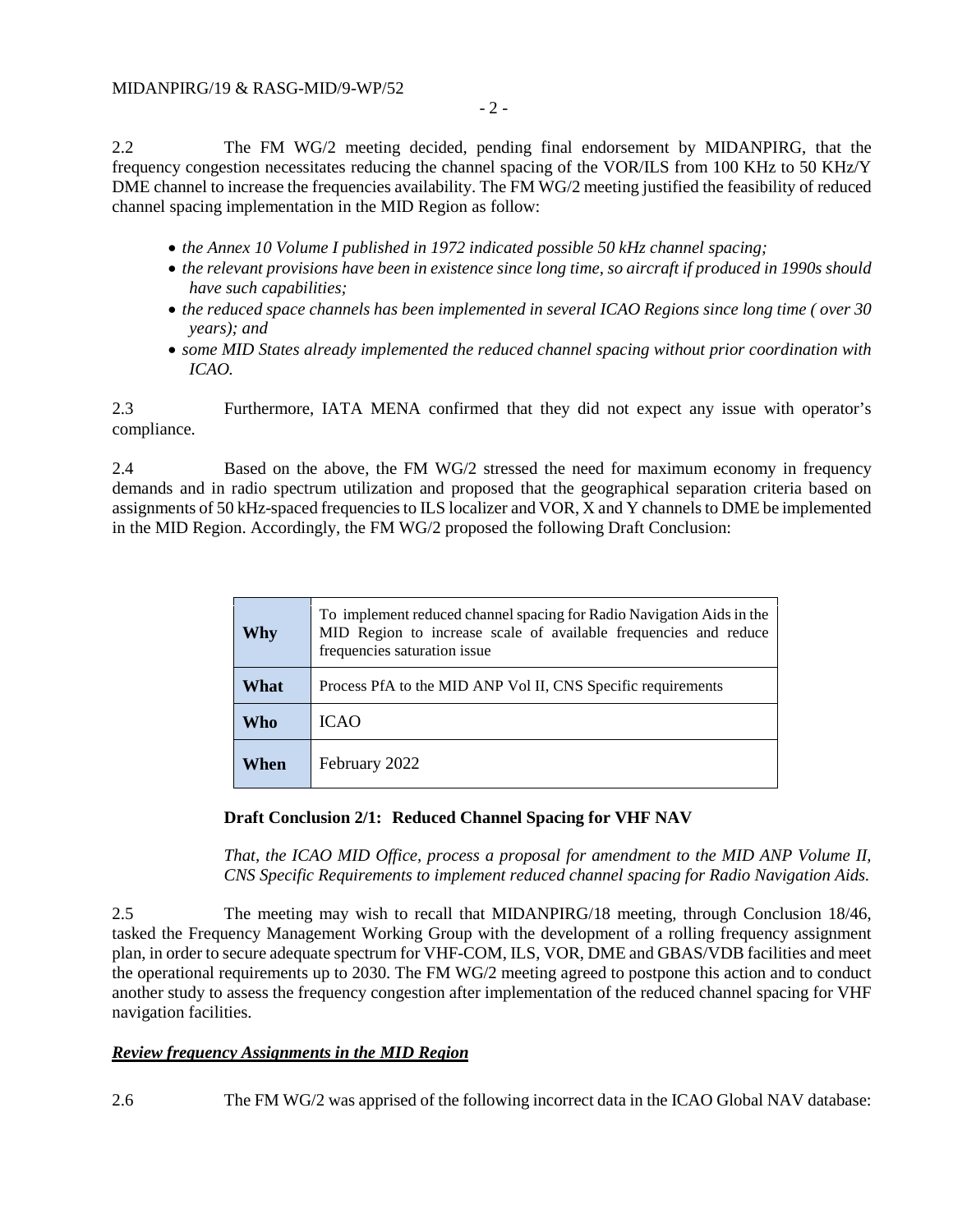2.2 The FM WG/2 meeting decided, pending final endorsement by MIDANPIRG, that the frequency congestion necessitates reducing the channel spacing of the VOR/ILS from 100 KHz to 50 KHz/Y DME channel to increase the frequencies availability. The FM WG/2 meeting justified the feasibility of reduced channel spacing implementation in the MID Region as follow:

- *the Annex 10 Volume I published in 1972 indicated possible 50 kHz channel spacing;*
- *the relevant provisions have been in existence since long time, so aircraft if produced in 1990s should have such capabilities;*
- *the reduced space channels has been implemented in several ICAO Regions since long time ( over 30 years); and*
- *some MID States already implemented the reduced channel spacing without prior coordination with ICAO.*

2.3 Furthermore, IATA MENA confirmed that they did not expect any issue with operator's compliance.

2.4 Based on the above, the FM WG/2 stressed the need for maximum economy in frequency demands and in radio spectrum utilization and proposed that the geographical separation criteria based on assignments of 50 kHz-spaced frequencies to ILS localizer and VOR, X and Y channels to DME be implemented in the MID Region. Accordingly, the FM WG/2 proposed the following Draft Conclusion:

| | |
|---|---|
| **Why** | To implement reduced channel spacing for Radio Navigation Aids in the MID Region to increase scale of available frequencies and reduce frequencies saturation issue |
| **What** | Process PfA to the MID ANP Vol II, CNS Specific requirements |
| **Who** | ICAO |
| **When** | February 2022 |

**Draft Conclusion 2/1: Reduced Channel Spacing for VHF NAV**

*That, the ICAO MID Office, process a proposal for amendment to the MID ANP Volume II, CNS Specific Requirements to implement reduced channel spacing for Radio Navigation Aids.*

2.5 The meeting may wish to recall that MIDANPIRG/18 meeting, through Conclusion 18/46, tasked the Frequency Management Working Group with the development of a rolling frequency assignment plan, in order to secure adequate spectrum for VHF-COM, ILS, VOR, DME and GBAS/VDB facilities and meet the operational requirements up to 2030. The FM WG/2 meeting agreed to postpone this action and to conduct another study to assess the frequency congestion after implementation of the reduced channel spacing for VHF navigation facilities.

***Review frequency Assignments in the MID Region***

2.6 The FM WG/2 was apprised of the following incorrect data in the ICAO Global NAV database: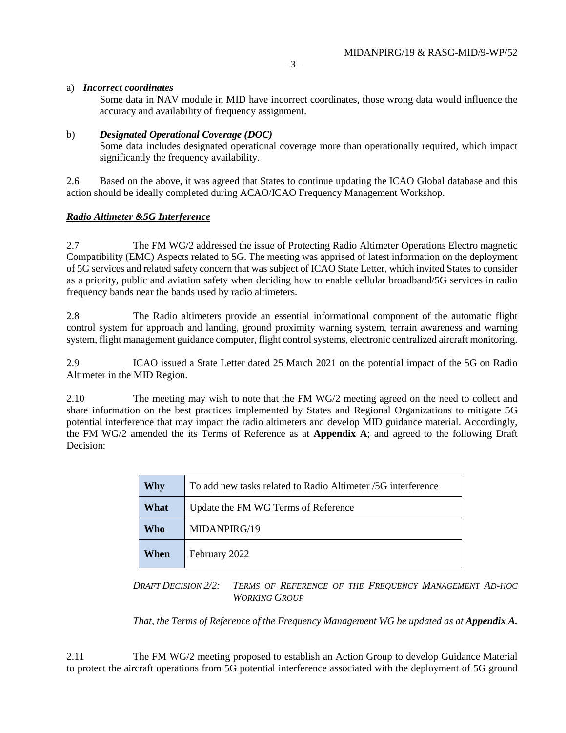a) ***Incorrect coordinates***

Some data in NAV module in MID have incorrect coordinates, those wrong data would influence the accuracy and availability of frequency assignment.

b) ***Designated Operational Coverage (DOC)***

Some data includes designated operational coverage more than operationally required, which impact significantly the frequency availability.

2.6 Based on the above, it was agreed that States to continue updating the ICAO Global database and this action should be ideally completed during ACAO/ICAO Frequency Management Workshop.

***<u>Radio Altimeter &5G Interference</u>***

2.7 The FM WG/2 addressed the issue of Protecting Radio Altimeter Operations Electro magnetic Compatibility (EMC) Aspects related to 5G. The meeting was apprised of latest information on the deployment of 5G services and related safety concern that was subject of ICAO State Letter, which invited States to consider as a priority, public and aviation safety when deciding how to enable cellular broadband/5G services in radio frequency bands near the bands used by radio altimeters.

2.8 The Radio altimeters provide an essential informational component of the automatic flight control system for approach and landing, ground proximity warning system, terrain awareness and warning system, flight management guidance computer, flight control systems, electronic centralized aircraft monitoring.

2.9 ICAO issued a State Letter dated 25 March 2021 on the potential impact of the 5G on Radio Altimeter in the MID Region.

2.10 The meeting may wish to note that the FM WG/2 meeting agreed on the need to collect and share information on the best practices implemented by States and Regional Organizations to mitigate 5G potential interference that may impact the radio altimeters and develop MID guidance material. Accordingly, the FM WG/2 amended the its Terms of Reference as at **Appendix A**; and agreed to the following Draft Decision:

| | |
|---|---|
| **Why** | To add new tasks related to Radio Altimeter /5G interference |
| **What** | Update the FM WG Terms of Reference |
| **Who** | MIDANPIRG/19 |
| **When** | February 2022 |

*DRAFT DECISION 2/2: TERMS OF REFERENCE OF THE FREQUENCY MANAGEMENT AD-HOC WORKING GROUP*

*That, the Terms of Reference of the Frequency Management WG be updated as at **Appendix A.***

2.11 The FM WG/2 meeting proposed to establish an Action Group to develop Guidance Material to protect the aircraft operations from 5G potential interference associated with the deployment of 5G ground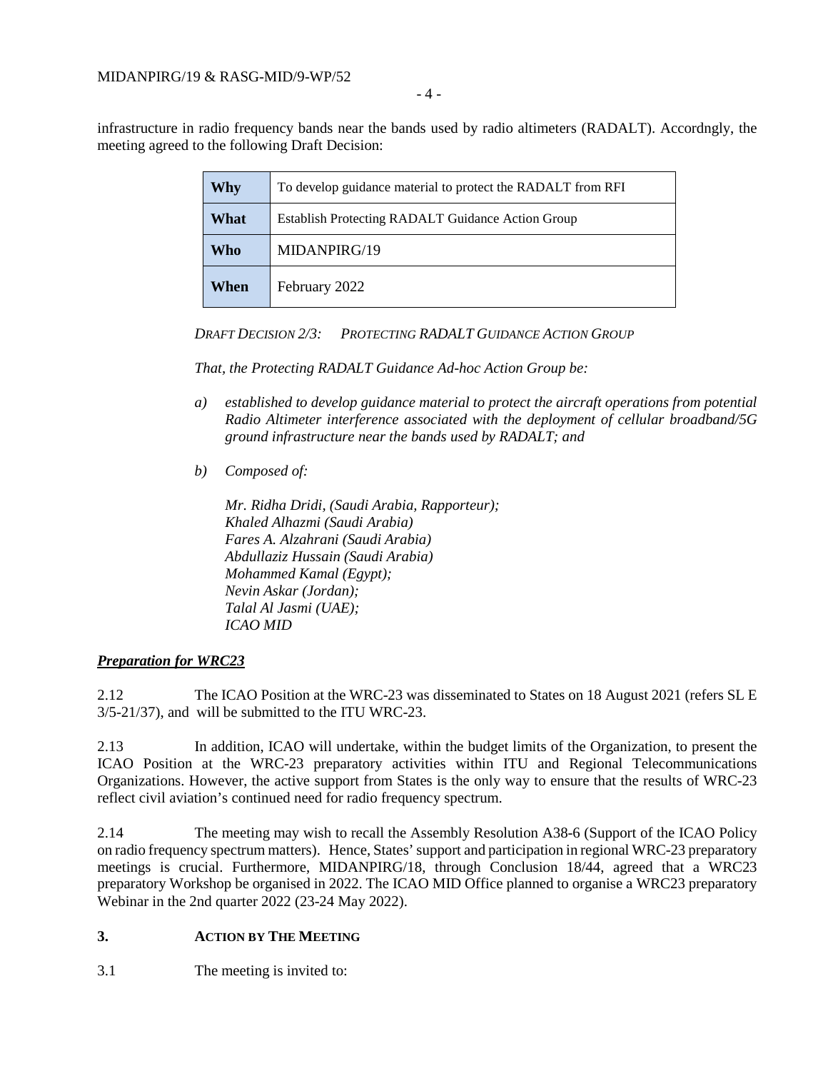infrastructure in radio frequency bands near the bands used by radio altimeters (RADALT). Accordngly, the meeting agreed to the following Draft Decision:

| **Why** | To develop guidance material to protect the RADALT from RFI |
|---|---|
| **What** | Establish Protecting RADALT Guidance Action Group |
| **Who** | MIDANPIRG/19 |
| **When** | February 2022 |

*DRAFT DECISION 2/3: PROTECTING RADALT GUIDANCE ACTION GROUP*

*That, the Protecting RADALT Guidance Ad-hoc Action Group be:*

*a) established to develop guidance material to protect the aircraft operations from potential Radio Altimeter interference associated with the deployment of cellular broadband/5G ground infrastructure near the bands used by RADALT; and*

*b) Composed of:*

*Mr. Ridha Dridi, (Saudi Arabia, Rapporteur);*
*Khaled Alhazmi (Saudi Arabia)*
*Fares A. Alzahrani (Saudi Arabia)*
*Abdullaziz Hussain (Saudi Arabia)*
*Mohammed Kamal (Egypt);*
*Nevin Askar (Jordan);*
*Talal Al Jasmi (UAE);*
*ICAO MID*

***Preparation for WRC23***

2.12 The ICAO Position at the WRC-23 was disseminated to States on 18 August 2021 (refers SL E 3/5-21/37), and will be submitted to the ITU WRC-23.

2.13 In addition, ICAO will undertake, within the budget limits of the Organization, to present the ICAO Position at the WRC-23 preparatory activities within ITU and Regional Telecommunications Organizations. However, the active support from States is the only way to ensure that the results of WRC-23 reflect civil aviation's continued need for radio frequency spectrum.

2.14 The meeting may wish to recall the Assembly Resolution A38-6 (Support of the ICAO Policy on radio frequency spectrum matters). Hence, States' support and participation in regional WRC-23 preparatory meetings is crucial. Furthermore, MIDANPIRG/18, through Conclusion 18/44, agreed that a WRC23 preparatory Workshop be organised in 2022. The ICAO MID Office planned to organise a WRC23 preparatory Webinar in the 2nd quarter 2022 (23-24 May 2022).

## 3. ACTION BY THE MEETING

3.1 The meeting is invited to: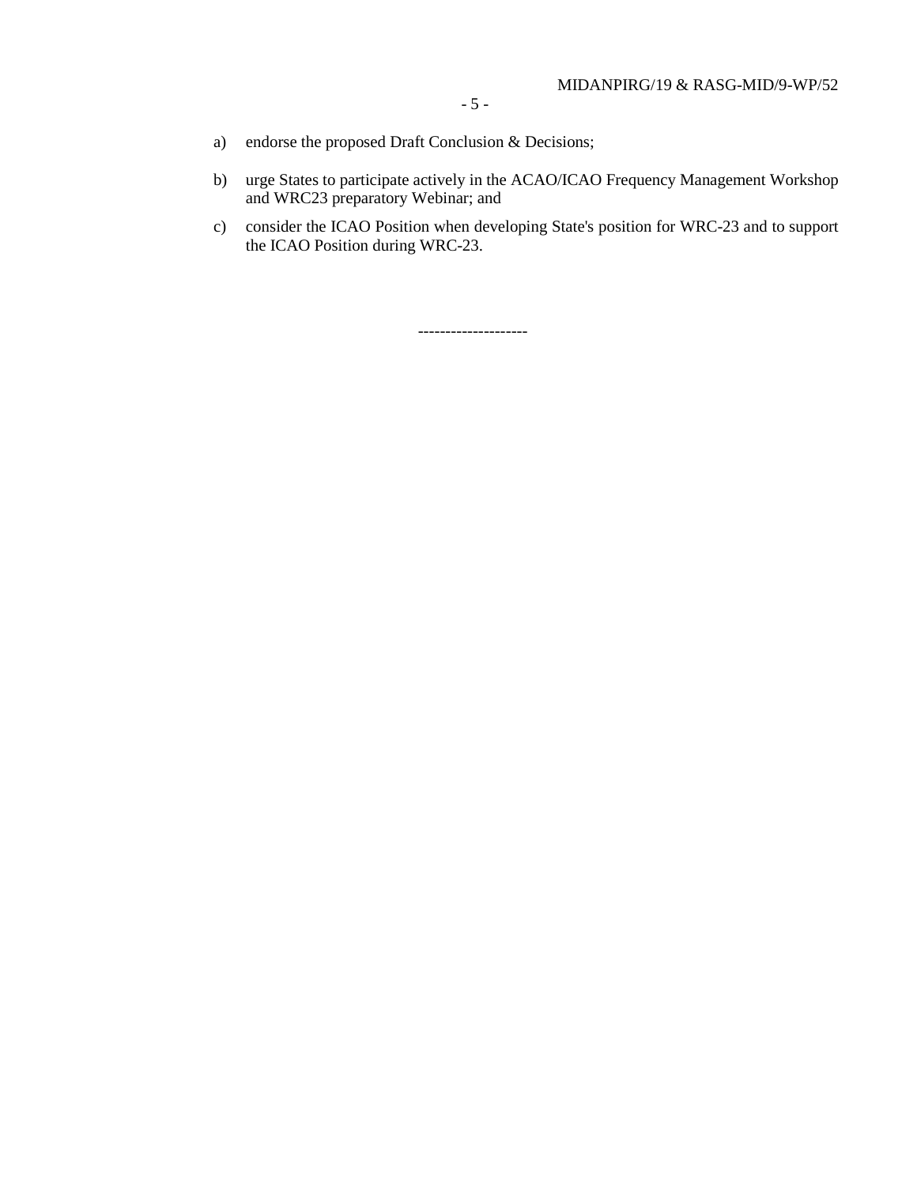a) endorse the proposed Draft Conclusion & Decisions;

b) urge States to participate actively in the ACAO/ICAO Frequency Management Workshop and WRC23 preparatory Webinar; and

c) consider the ICAO Position when developing State's position for WRC-23 and to support the ICAO Position during WRC-23.

--------------------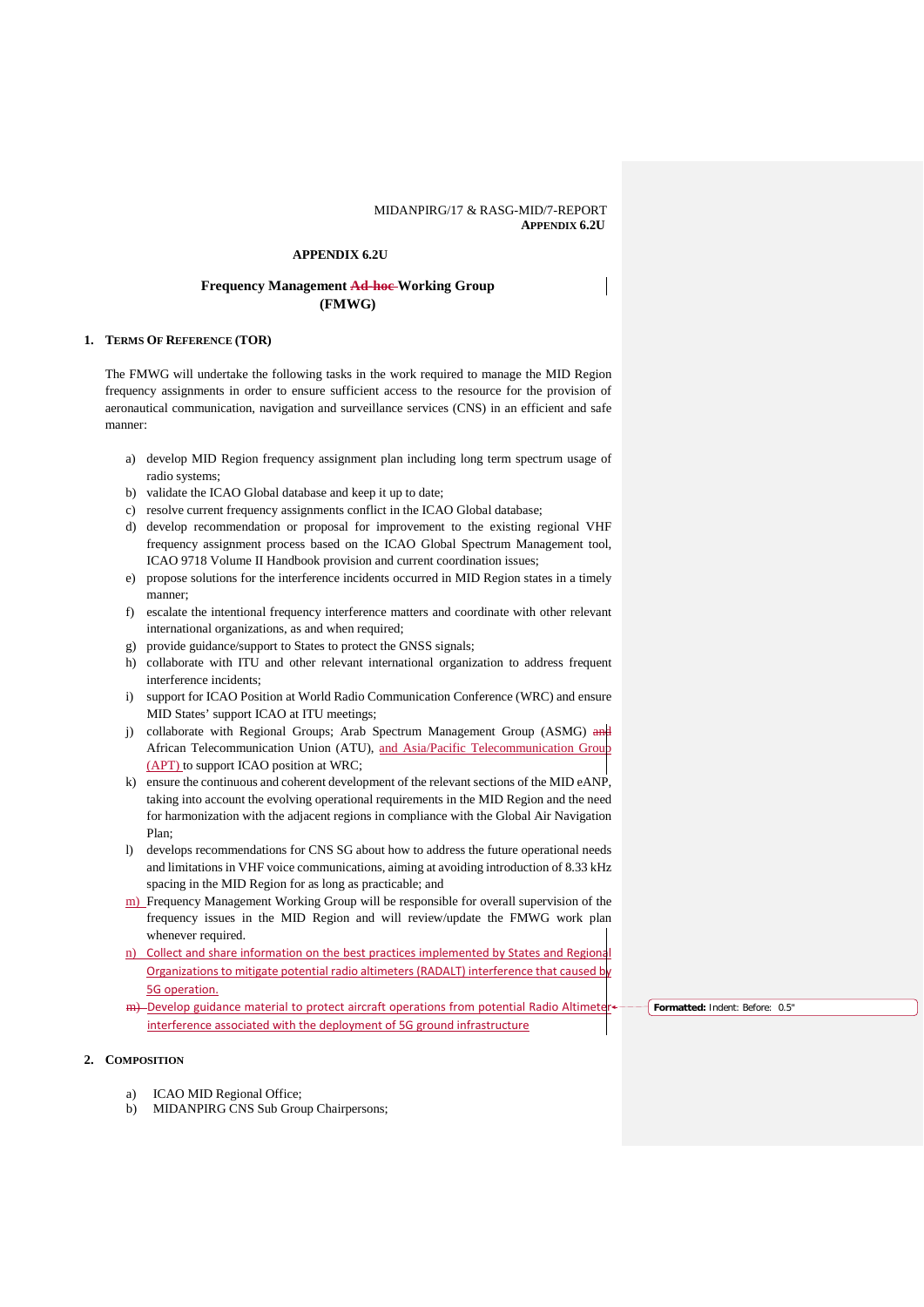## APPENDIX 6.2U

### Frequency Management Ad-hoc Working Group (FMWG)

**1. TERMS OF REFERENCE (TOR)**

The FMWG will undertake the following tasks in the work required to manage the MID Region frequency assignments in order to ensure sufficient access to the resource for the provision of aeronautical communication, navigation and surveillance services (CNS) in an efficient and safe manner:

a) develop MID Region frequency assignment plan including long term spectrum usage of radio systems;
b) validate the ICAO Global database and keep it up to date;
c) resolve current frequency assignments conflict in the ICAO Global database;
d) develop recommendation or proposal for improvement to the existing regional VHF frequency assignment process based on the ICAO Global Spectrum Management tool, ICAO 9718 Volume II Handbook provision and current coordination issues;
e) propose solutions for the interference incidents occurred in MID Region states in a timely manner;
f) escalate the intentional frequency interference matters and coordinate with other relevant international organizations, as and when required;
g) provide guidance/support to States to protect the GNSS signals;
h) collaborate with ITU and other relevant international organization to address frequent interference incidents;
i) support for ICAO Position at World Radio Communication Conference (WRC) and ensure MID States' support ICAO at ITU meetings;
j) collaborate with Regional Groups; Arab Spectrum Management Group (ASMG) and African Telecommunication Union (ATU), and Asia/Pacific Telecommunication Group (APT) to support ICAO position at WRC;
k) ensure the continuous and coherent development of the relevant sections of the MID eANP, taking into account the evolving operational requirements in the MID Region and the need for harmonization with the adjacent regions in compliance with the Global Air Navigation Plan;
l) develops recommendations for CNS SG about how to address the future operational needs and limitations in VHF voice communications, aiming at avoiding introduction of 8.33 kHz spacing in the MID Region for as long as practicable; and
m) Frequency Management Working Group will be responsible for overall supervision of the frequency issues in the MID Region and will review/update the FMWG work plan whenever required.
n) Collect and share information on the best practices implemented by States and Regional Organizations to mitigate potential radio altimeters (RADALT) interference that caused by 5G operation.
m) Develop guidance material to protect aircraft operations from potential Radio Altimeter interference associated with the deployment of 5G ground infrastructure

**2. COMPOSITION**

a) ICAO MID Regional Office;
b) MIDANPIRG CNS Sub Group Chairpersons;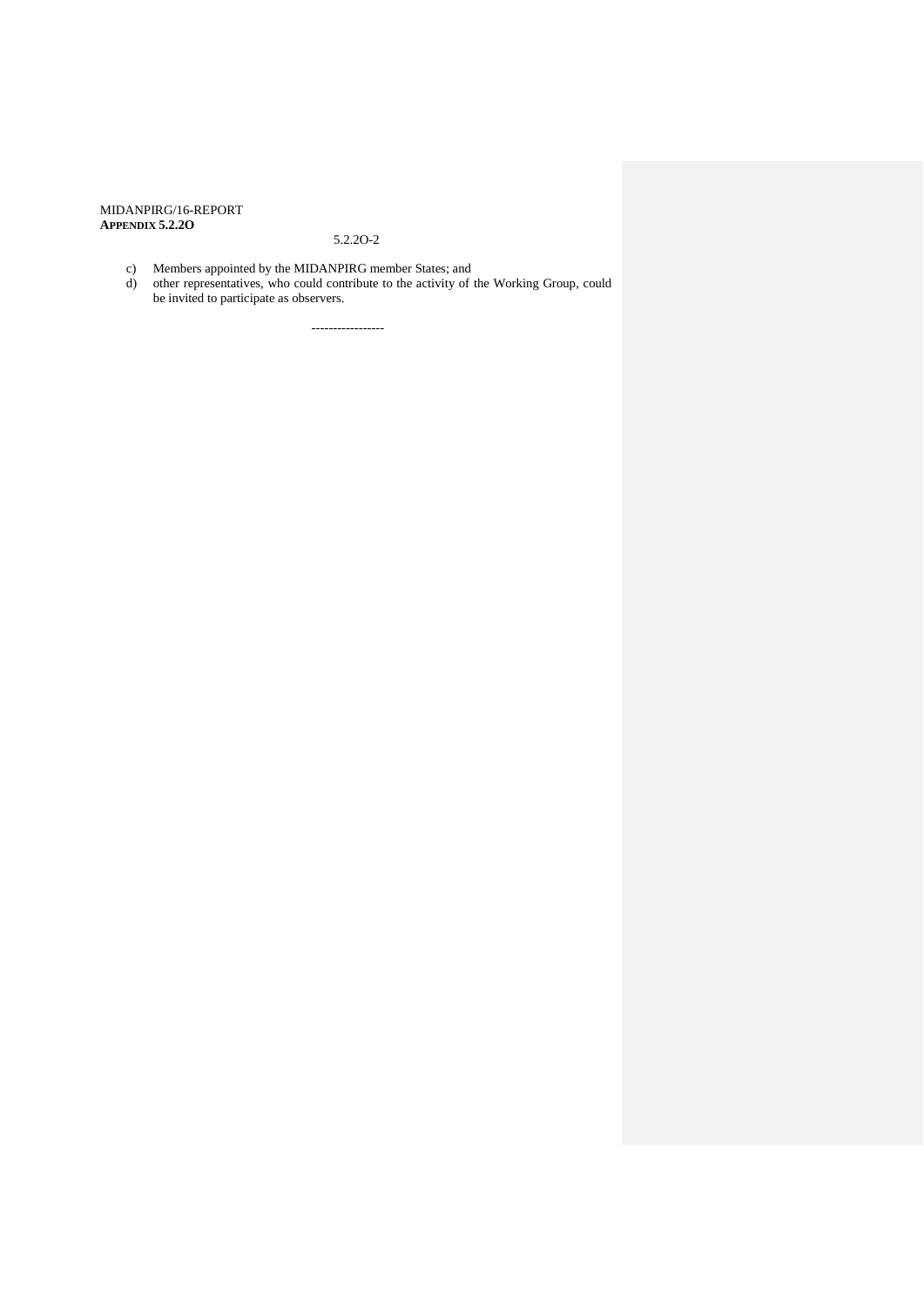c) Members appointed by the MIDANPIRG member States; and
d) other representatives, who could contribute to the activity of the Working Group, could be invited to participate as observers.

-----------------